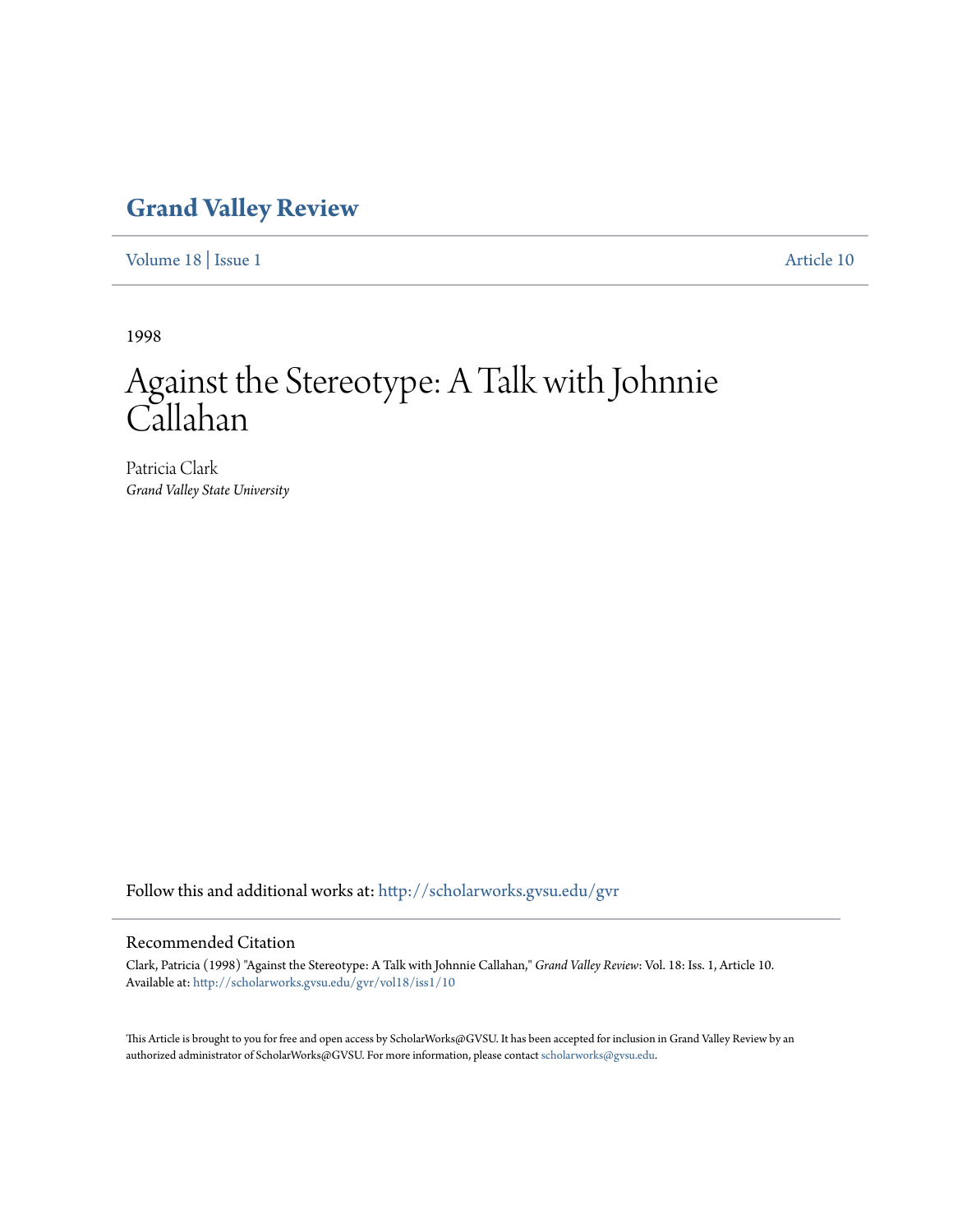## Grand Valley Review

Volume 18 | Issue 1 Article 10

1998

# Against the Stereotype: A Talk with Johnnie Callahan

Patricia Clark
*Grand Valley State University*

Follow this and additional works at: http://scholarworks.gvsu.edu/gvr

### Recommended Citation

Clark, Patricia (1998) "Against the Stereotype: A Talk with Johnnie Callahan," *Grand Valley Review*: Vol. 18: Iss. 1, Article 10.
Available at: http://scholarworks.gvsu.edu/gvr/vol18/iss1/10

This Article is brought to you for free and open access by ScholarWorks@GVSU. It has been accepted for inclusion in Grand Valley Review by an authorized administrator of ScholarWorks@GVSU. For more information, please contact scholarworks@gvsu.edu.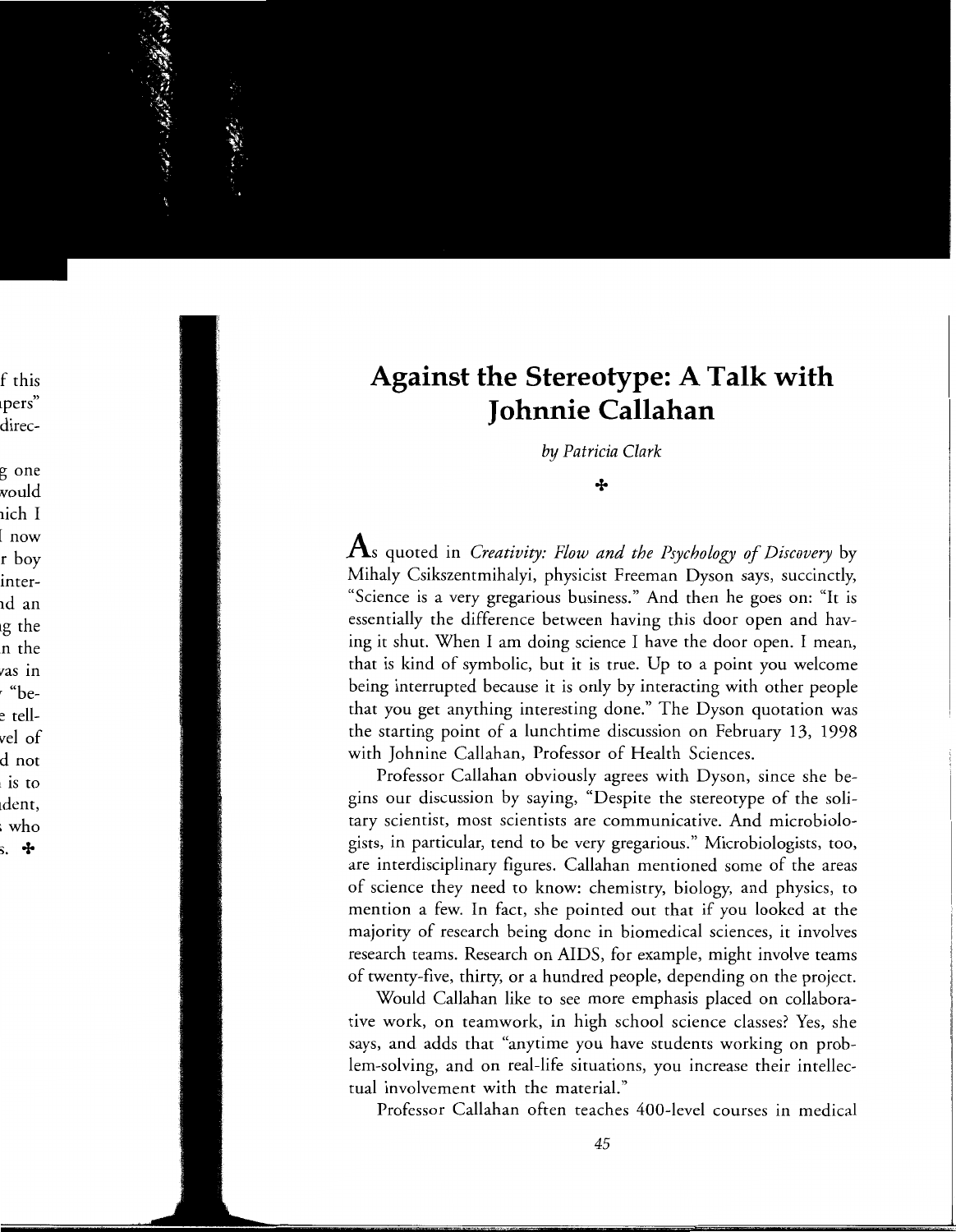# Against the Stereotype: A Talk with Johnnie Callahan

*by Patricia Clark*

As quoted in *Creativity: Flow and the Psychology of Discovery* by Mihaly Csikszentmihalyi, physicist Freeman Dyson says, succinctly, "Science is a very gregarious business." And then he goes on: "It is essentially the difference between having this door open and having it shut. When I am doing science I have the door open. I mean, that is kind of symbolic, but it is true. Up to a point you welcome being interrupted because it is only by interacting with other people that you get anything interesting done." The Dyson quotation was the starting point of a lunchtime discussion on February 13, 1998 with Johnine Callahan, Professor of Health Sciences.

Professor Callahan obviously agrees with Dyson, since she begins our discussion by saying, "Despite the stereotype of the solitary scientist, most scientists are communicative. And microbiologists, in particular, tend to be very gregarious." Microbiologists, too, are interdisciplinary figures. Callahan mentioned some of the areas of science they need to know: chemistry, biology, and physics, to mention a few. In fact, she pointed out that if you looked at the majority of research being done in biomedical sciences, it involves research teams. Research on AIDS, for example, might involve teams of twenty-five, thirty, or a hundred people, depending on the project.

Would Callahan like to see more emphasis placed on collaborative work, on teamwork, in high school science classes? Yes, she says, and adds that "anytime you have students working on problem-solving, and on real-life situations, you increase their intellectual involvement with the material."

Professor Callahan often teaches 400-level courses in medical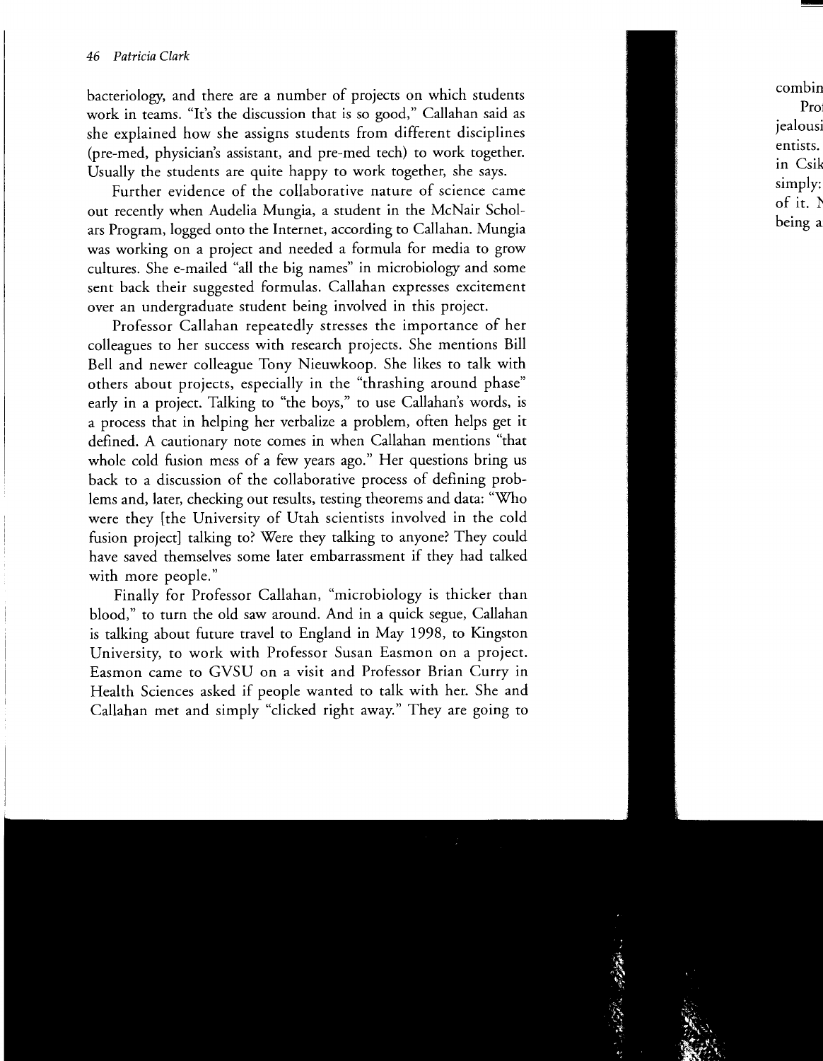bacteriology, and there are a number of projects on which students work in teams. "It's the discussion that is so good," Callahan said as she explained how she assigns students from different disciplines (pre-med, physician's assistant, and pre-med tech) to work together. Usually the students are quite happy to work together, she says.

Further evidence of the collaborative nature of science came out recently when Audelia Mungia, a student in the McNair Scholars Program, logged onto the Internet, according to Callahan. Mungia was working on a project and needed a formula for media to grow cultures. She e-mailed "all the big names" in microbiology and some sent back their suggested formulas. Callahan expresses excitement over an undergraduate student being involved in this project.

Professor Callahan repeatedly stresses the importance of her colleagues to her success with research projects. She mentions Bill Bell and newer colleague Tony Nieuwkoop. She likes to talk with others about projects, especially in the "thrashing around phase" early in a project. Talking to "the boys," to use Callahan's words, is a process that in helping her verbalize a problem, often helps get it defined. A cautionary note comes in when Callahan mentions "that whole cold fusion mess of a few years ago." Her questions bring us back to a discussion of the collaborative process of defining problems and, later, checking out results, testing theorems and data: "Who were they [the University of Utah scientists involved in the cold fusion project] talking to? Were they talking to anyone? They could have saved themselves some later embarrassment if they had talked with more people."

Finally for Professor Callahan, "microbiology is thicker than blood," to turn the old saw around. And in a quick segue, Callahan is talking about future travel to England in May 1998, to Kingston University, to work with Professor Susan Easmon on a project. Easmon came to GVSU on a visit and Professor Brian Curry in Health Sciences asked if people wanted to talk with her. She and Callahan met and simply "clicked right away." They are going to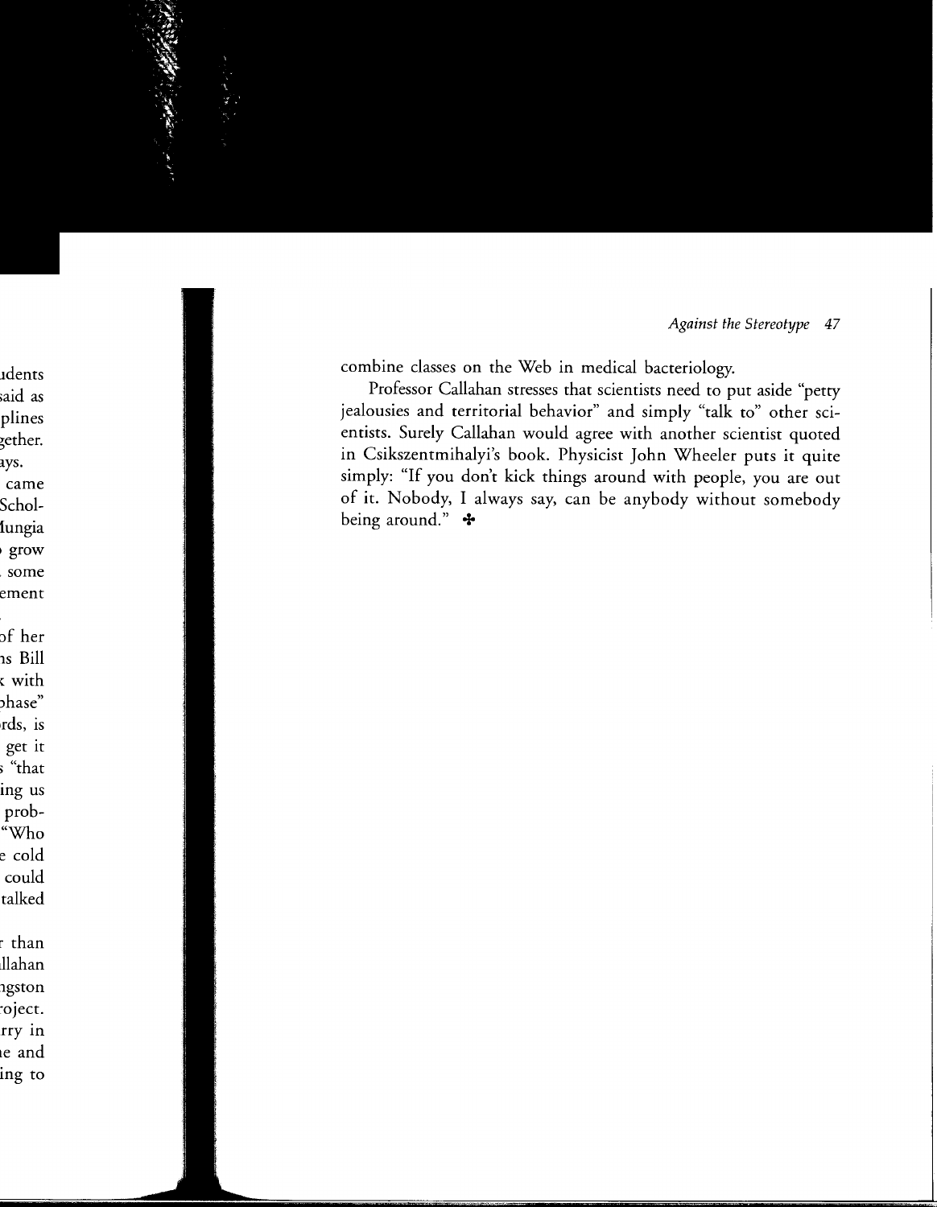combine classes on the Web in medical bacteriology.

Professor Callahan stresses that scientists need to put aside "petty jealousies and territorial behavior" and simply "talk to" other scientists. Surely Callahan would agree with another scientist quoted in Csikszentmihalyi's book. Physicist John Wheeler puts it quite simply: "If you don't kick things around with people, you are out of it. Nobody, I always say, can be anybody without somebody being around." ✣